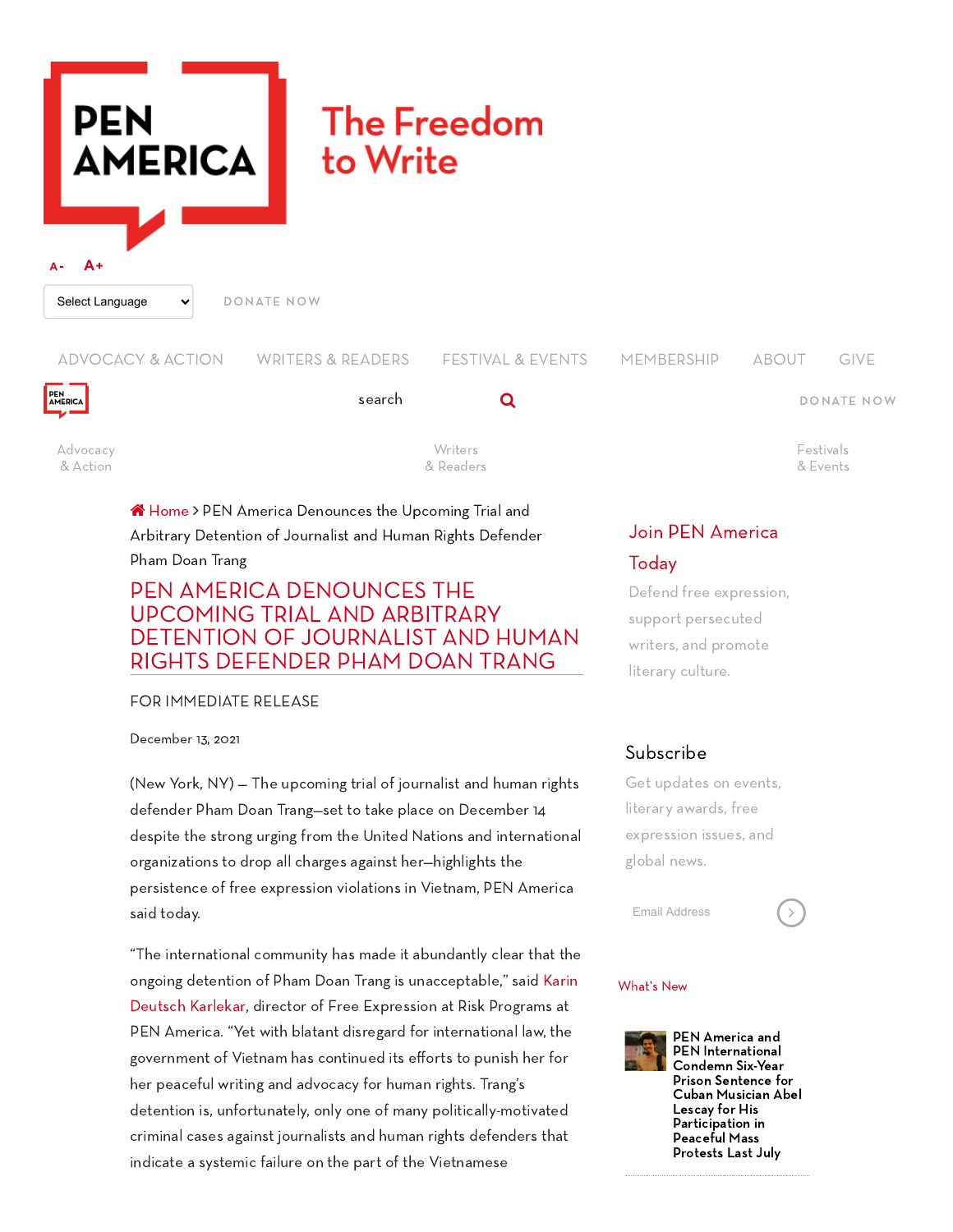PEN AMERICA

The Freedom to Write

A- A+

Select Language

DONATE NOW

ADVOCACY & ACTION WRITERS & READERS FESTIVAL & EVENTS MEMBERSHIP ABOUT GIVE

search

DONATE NOW

Advocacy & Action

Writers & Readers

Festivals & Events

Home > PEN America Denounces the Upcoming Trial and Arbitrary Detention of Journalist and Human Rights Defender Pham Doan Trang

# PEN AMERICA DENOUNCES THE UPCOMING TRIAL AND ARBITRARY DETENTION OF JOURNALIST AND HUMAN RIGHTS DEFENDER PHAM DOAN TRANG

FOR IMMEDIATE RELEASE

December 13, 2021

(New York, NY) — The upcoming trial of journalist and human rights defender Pham Doan Trang—set to take place on December 14 despite the strong urging from the United Nations and international organizations to drop all charges against her—highlights the persistence of free expression violations in Vietnam, PEN America said today.

"The international community has made it abundantly clear that the ongoing detention of Pham Doan Trang is unacceptable," said Karin Deutsch Karlekar, director of Free Expression at Risk Programs at PEN America. "Yet with blatant disregard for international law, the government of Vietnam has continued its efforts to punish her for her peaceful writing and advocacy for human rights. Trang's detention is, unfortunately, only one of many politically-motivated criminal cases against journalists and human rights defenders that indicate a systemic failure on the part of the Vietnamese

## Join PEN America Today

Defend free expression, support persecuted writers, and promote literary culture.

## Subscribe

Get updates on events, literary awards, free expression issues, and global news.

Email Address

What's New

**PEN America and PEN International Condemn Six-Year Prison Sentence for Cuban Musician Abel Lescay for His Participation in Peaceful Mass Protests Last July**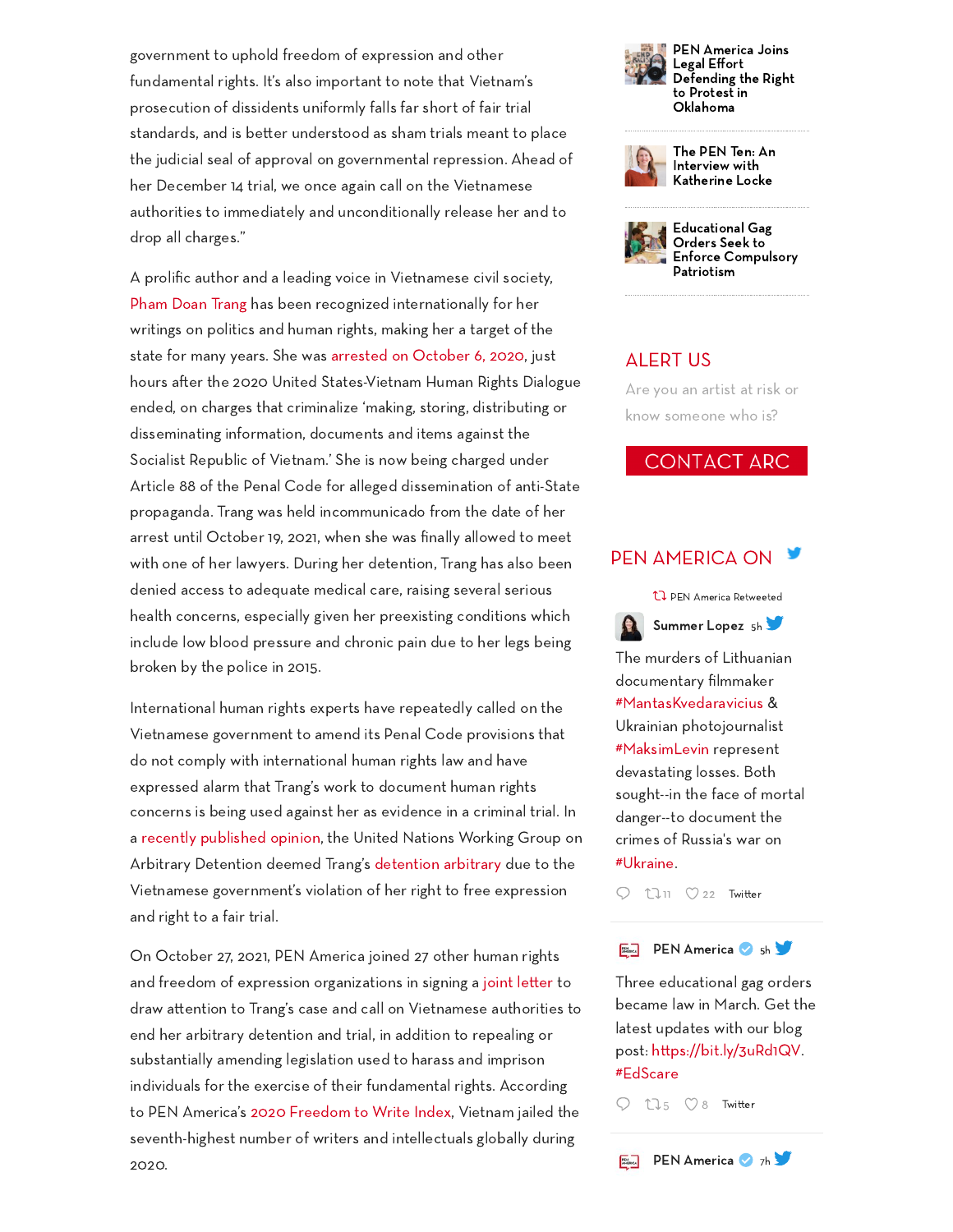government to uphold freedom of expression and other fundamental rights. It's also important to note that Vietnam's prosecution of dissidents uniformly falls far short of fair trial standards, and is better understood as sham trials meant to place the judicial seal of approval on governmental repression. Ahead of her December 14 trial, we once again call on the Vietnamese authorities to immediately and unconditionally release her and to drop all charges."

A prolific author and a leading voice in Vietnamese civil society, Pham Doan Trang has been recognized internationally for her writings on politics and human rights, making her a target of the state for many years. She was arrested on October 6, 2020, just hours after the 2020 United States-Vietnam Human Rights Dialogue ended, on charges that criminalize 'making, storing, distributing or disseminating information, documents and items against the Socialist Republic of Vietnam.' She is now being charged under Article 88 of the Penal Code for alleged dissemination of anti-State propaganda. Trang was held incommunicado from the date of her arrest until October 19, 2021, when she was finally allowed to meet with one of her lawyers. During her detention, Trang has also been denied access to adequate medical care, raising several serious health concerns, especially given her preexisting conditions which include low blood pressure and chronic pain due to her legs being broken by the police in 2015.

International human rights experts have repeatedly called on the Vietnamese government to amend its Penal Code provisions that do not comply with international human rights law and have expressed alarm that Trang's work to document human rights concerns is being used against her as evidence in a criminal trial. In a recently published opinion, the United Nations Working Group on Arbitrary Detention deemed Trang's detention arbitrary due to the Vietnamese government's violation of her right to free expression and right to a fair trial.

On October 27, 2021, PEN America joined 27 other human rights and freedom of expression organizations in signing a joint letter to draw attention to Trang's case and call on Vietnamese authorities to end her arbitrary detention and trial, in addition to repealing or substantially amending legislation used to harass and imprison individuals for the exercise of their fundamental rights. According to PEN America's 2020 Freedom to Write Index, Vietnam jailed the seventh-highest number of writers and intellectuals globally during 2020.

**PEN America Joins Legal Effort Defending the Right to Protest in Oklahoma**

**The PEN Ten: An Interview with Katherine Locke**

**Educational Gag Orders Seek to Enforce Compulsory Patriotism**

## ALERT US

Are you an artist at risk or know someone who is?

CONTACT ARC

## PEN AMERICA ON

PEN America Retweeted

**Summer Lopez** 5h

The murders of Lithuanian documentary filmmaker #MantasKvedaravicius & Ukrainian photojournalist #MaksimLevin represent devastating losses. Both sought--in the face of mortal danger--to document the crimes of Russia's war on #Ukraine.

11 22 Twitter

**PEN America** 5h

Three educational gag orders became law in March. Get the latest updates with our blog post: https://bit.ly/3uRd1QV. #EdScare

5 8 Twitter

**PEN America** 7h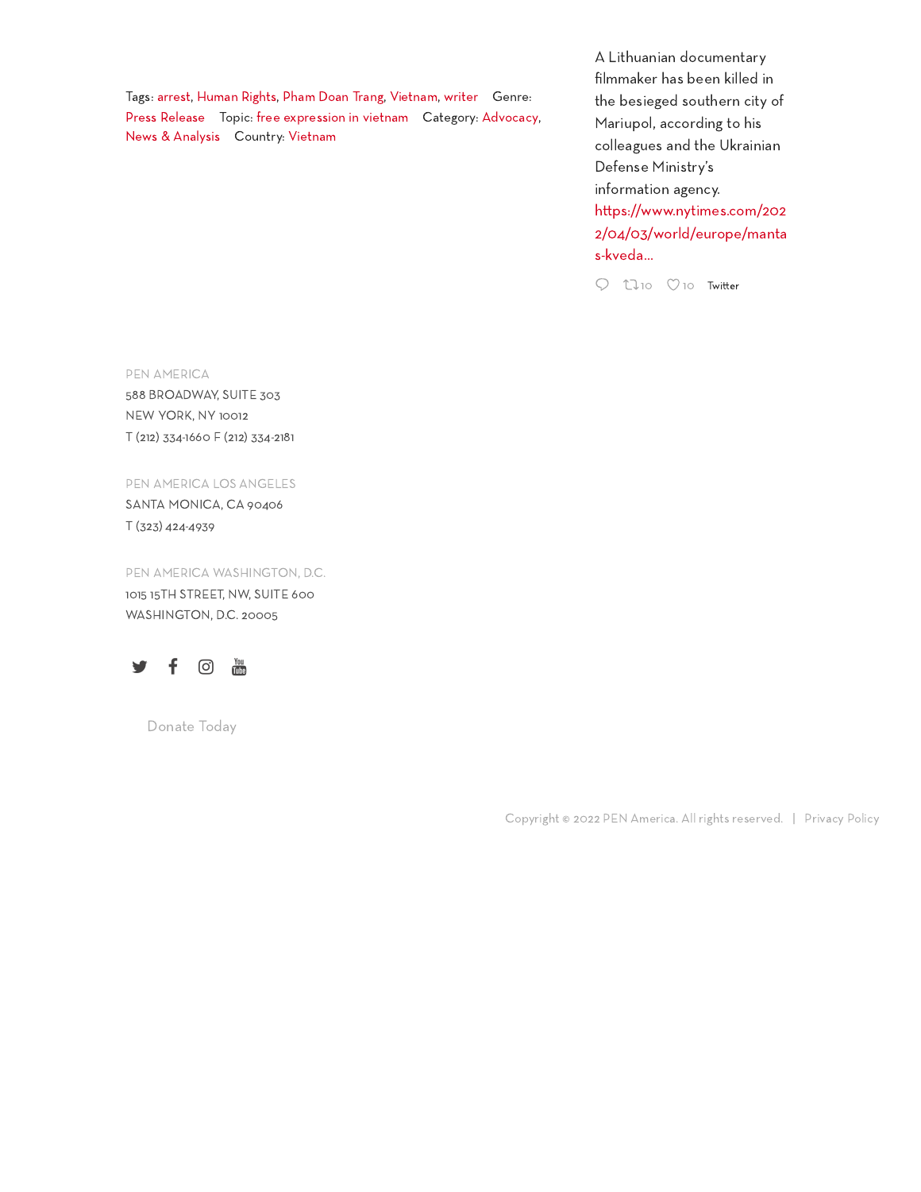Tags: arrest, Human Rights, Pham Doan Trang, Vietnam, writer Genre: Press Release Topic: free expression in vietnam Category: Advocacy, News & Analysis Country: Vietnam

A Lithuanian documentary filmmaker has been killed in the besieged southern city of Mariupol, according to his colleagues and the Ukrainian Defense Ministry's information agency. https://www.nytimes.com/2022/04/03/world/europe/mantas-kveda...

10 10 Twitter

PEN AMERICA
588 BROADWAY, SUITE 303
NEW YORK, NY 10012
T (212) 334-1660 F (212) 334-2181

PEN AMERICA LOS ANGELES
SANTA MONICA, CA 90406
T (323) 424-4939

PEN AMERICA WASHINGTON, D.C.
1015 15TH STREET, NW, SUITE 600
WASHINGTON, D.C. 20005

Donate Today

Copyright © 2022 PEN America. All rights reserved. | Privacy Policy